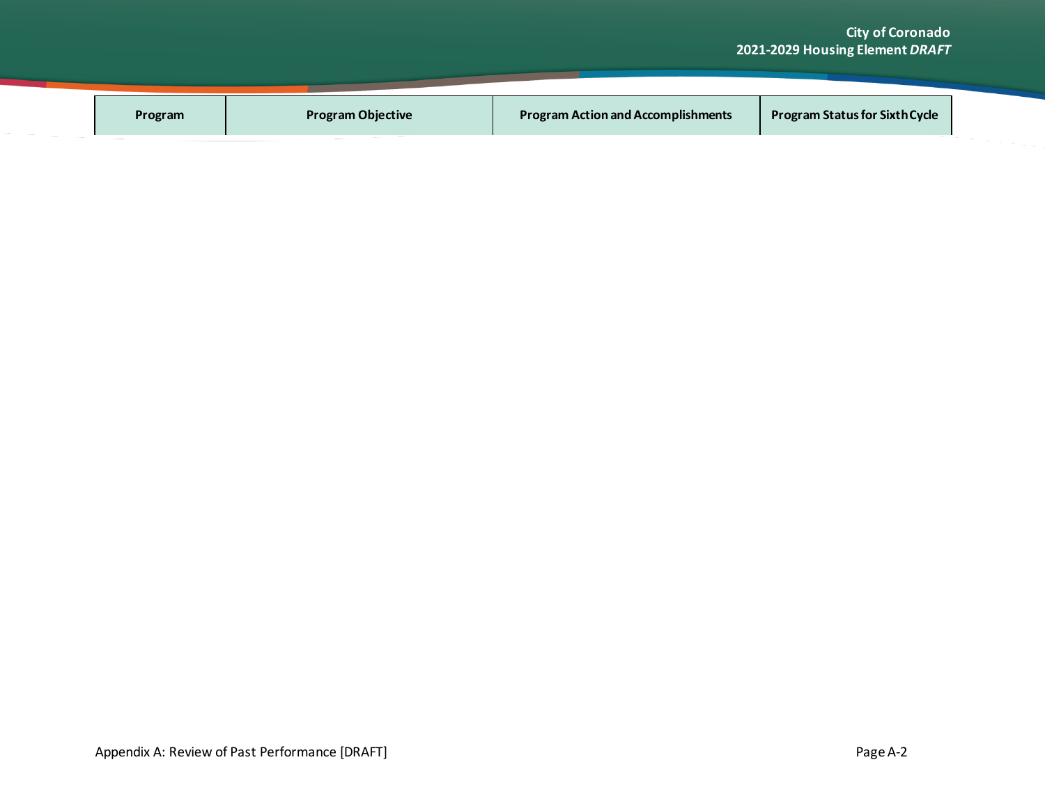| Program | Program Objective | Program Action and Accomplishments | Program Status for Sixth Cycle |
| --- | --- | --- | --- |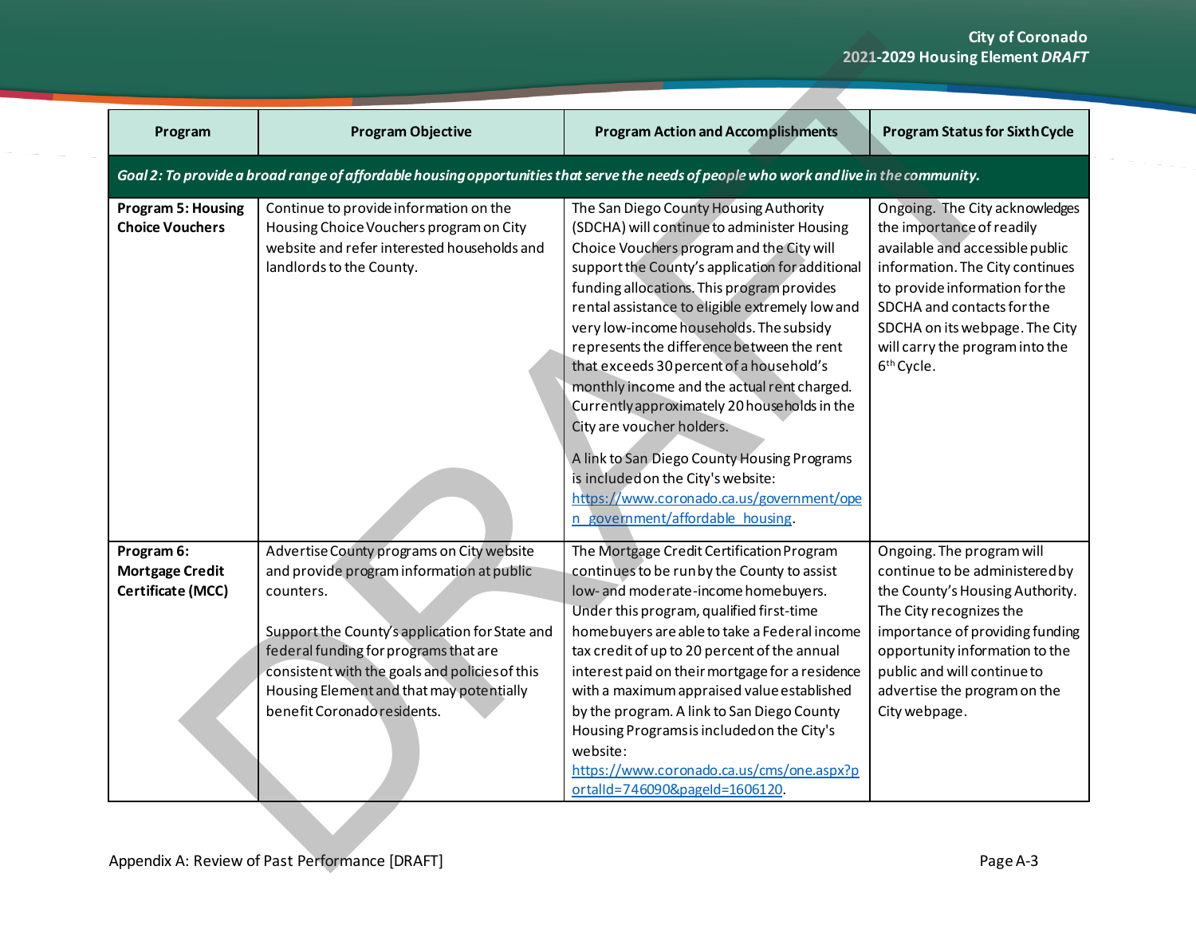| Program | Program Objective | Program Action and Accomplishments | Program Status for Sixth Cycle |
|---|---|---|---|
| ***Goal 2: To provide a broad range of affordable housing opportunities that serve the needs of people who work and live in the community.*** | | | |
| **Program 5: Housing Choice Vouchers** | Continue to provide information on the Housing Choice Vouchers program on City website and refer interested households and landlords to the County. | The San Diego County Housing Authority (SDCHA) will continue to administer Housing Choice Vouchers program and the City will support the County's application for additional funding allocations. This program provides rental assistance to eligible extremely low and very low-income households. The subsidy represents the difference between the rent that exceeds 30 percent of a household's monthly income and the actual rent charged. Currently approximately 20 households in the City are voucher holders.<br><br>A link to San Diego County Housing Programs is included on the City's website: https://www.coronado.ca.us/government/open_government/affordable_housing. | Ongoing. The City acknowledges the importance of readily available and accessible public information. The City continues to provide information for the SDCHA and contacts for the SDCHA on its webpage. The City will carry the program into the 6th Cycle. |
| **Program 6: Mortgage Credit Certificate (MCC)** | Advertise County programs on City website and provide program information at public counters.<br><br>Support the County's application for State and federal funding for programs that are consistent with the goals and policies of this Housing Element and that may potentially benefit Coronado residents. | The Mortgage Credit Certification Program continues to be run by the County to assist low- and moderate-income homebuyers. Under this program, qualified first-time homebuyers are able to take a Federal income tax credit of up to 20 percent of the annual interest paid on their mortgage for a residence with a maximum appraised value established by the program. A link to San Diego County Housing Programs is included on the City's website: https://www.coronado.ca.us/cms/one.aspx?portalId=746090&pageId=1606120. | Ongoing. The program will continue to be administered by the County's Housing Authority. The City recognizes the importance of providing funding opportunity information to the public and will continue to advertise the program on the City webpage. |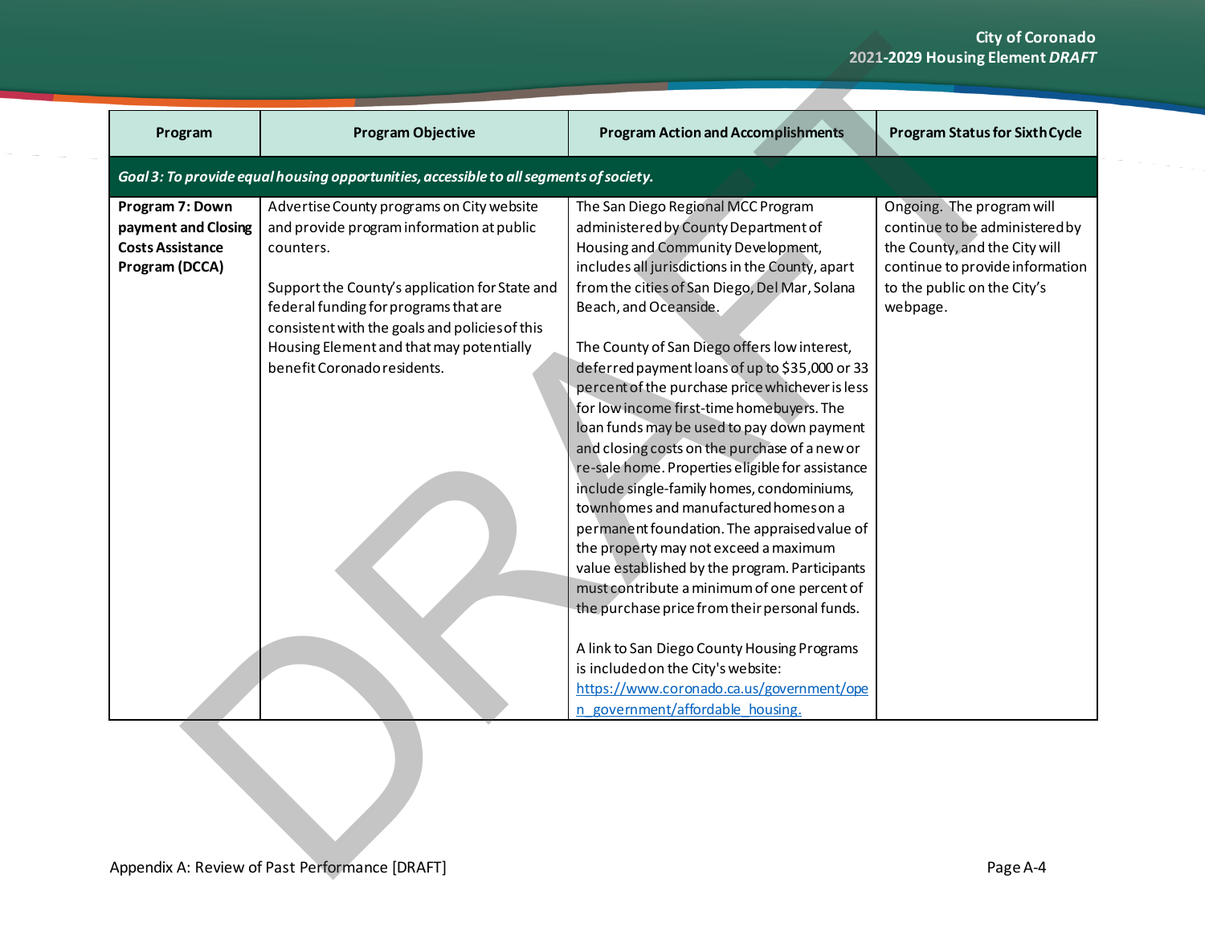| Program | Program Objective | Program Action and Accomplishments | Program Status for Sixth Cycle |
|---|---|---|---|
| ***Goal 3: To provide equal housing opportunities, accessible to all segments of society.*** | | | |
| **Program 7: Down payment and Closing Costs Assistance Program (DCCA)** | Advertise County programs on City website and provide program information at public counters.<br><br>Support the County's application for State and federal funding for programs that are consistent with the goals and policies of this Housing Element and that may potentially benefit Coronado residents. | The San Diego Regional MCC Program administered by County Department of Housing and Community Development, includes all jurisdictions in the County, apart from the cities of San Diego, Del Mar, Solana Beach, and Oceanside.<br><br>The County of San Diego offers low interest, deferred payment loans of up to $35,000 or 33 percent of the purchase price whichever is less for low income first-time homebuyers. The loan funds may be used to pay down payment and closing costs on the purchase of a new or re-sale home. Properties eligible for assistance include single-family homes, condominiums, townhomes and manufactured homes on a permanent foundation. The appraised value of the property may not exceed a maximum value established by the program. Participants must contribute a minimum of one percent of the purchase price from their personal funds.<br><br>A link to San Diego County Housing Programs is included on the City's website: [https://www.coronado.ca.us/government/open_government/affordable_housing](https://www.coronado.ca.us/government/open_government/affordable_housing). | Ongoing. The program will continue to be administered by the County, and the City will continue to provide information to the public on the City's webpage. |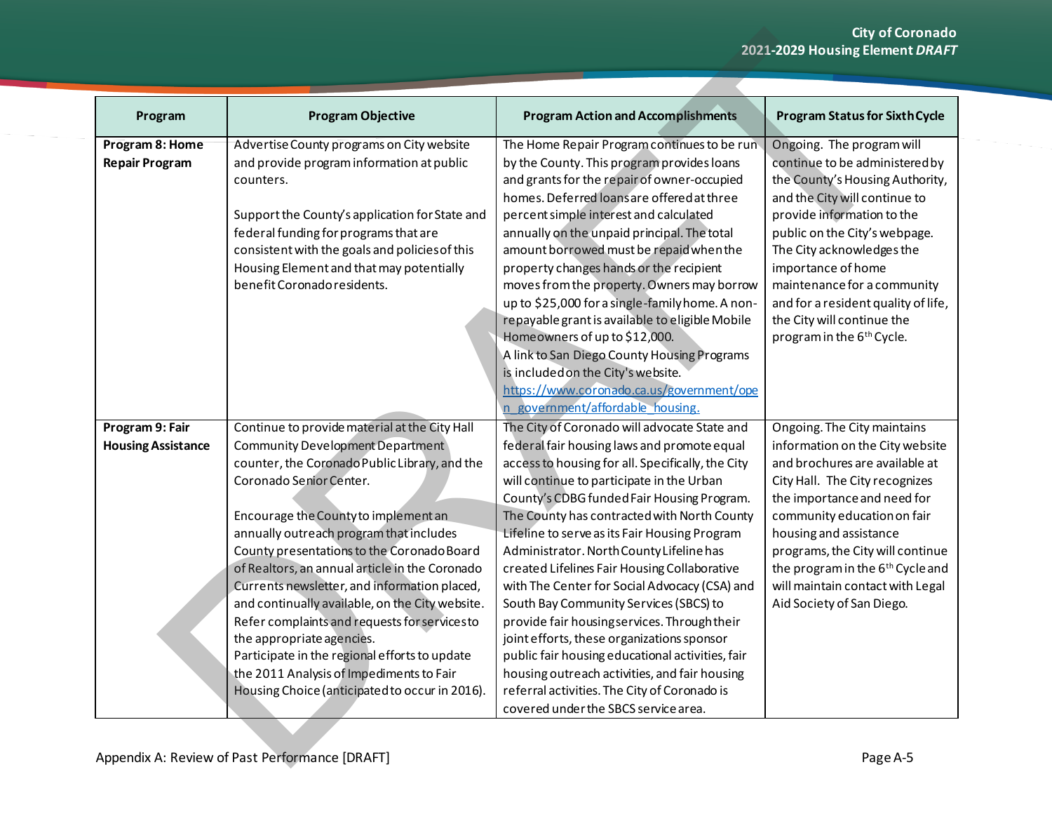| Program | Program Objective | Program Action and Accomplishments | Program Status for Sixth Cycle |
|---|---|---|---|
| **Program 8: Home Repair Program** | Advertise County programs on City website and provide program information at public counters.<br><br>Support the County's application for State and federal funding for programs that are consistent with the goals and policies of this Housing Element and that may potentially benefit Coronado residents. | The Home Repair Program continues to be run by the County. This program provides loans and grants for the repair of owner-occupied homes. Deferred loans are offered at three percent simple interest and calculated annually on the unpaid principal. The total amount borrowed must be repaid when the property changes hands or the recipient moves from the property. Owners may borrow up to $25,000 for a single-family home. A non-repayable grant is available to eligible Mobile Homeowners of up to $12,000.<br>A link to San Diego County Housing Programs is included on the City's website.<br>https://www.coronado.ca.us/government/open_government/affordable_housing. | Ongoing. The program will continue to be administered by the County's Housing Authority, and the City will continue to provide information to the public on the City's webpage. The City acknowledges the importance of home maintenance for a community and for a resident quality of life, the City will continue the program in the 6th Cycle. |
| **Program 9: Fair Housing Assistance** | Continue to provide material at the City Hall Community Development Department counter, the Coronado Public Library, and the Coronado Senior Center.<br><br>Encourage the County to implement an annually outreach program that includes County presentations to the Coronado Board of Realtors, an annual article in the Coronado Currents newsletter, and information placed, and continually available, on the City website.<br>Refer complaints and requests for services to the appropriate agencies.<br>Participate in the regional efforts to update the 2011 Analysis of Impediments to Fair Housing Choice (anticipated to occur in 2016). | The City of Coronado will advocate State and federal fair housing laws and promote equal access to housing for all. Specifically, the City will continue to participate in the Urban County's CDBG funded Fair Housing Program. The County has contracted with North County Lifeline to serve as its Fair Housing Program Administrator. North County Lifeline has created Lifelines Fair Housing Collaborative with The Center for Social Advocacy (CSA) and South Bay Community Services (SBCS) to provide fair housing services. Through their joint efforts, these organizations sponsor public fair housing educational activities, fair housing outreach activities, and fair housing referral activities. The City of Coronado is covered under the SBCS service area. | Ongoing. The City maintains information on the City website and brochures are available at City Hall. The City recognizes the importance and need for community education on fair housing and assistance programs, the City will continue the program in the 6th Cycle and will maintain contact with Legal Aid Society of San Diego. |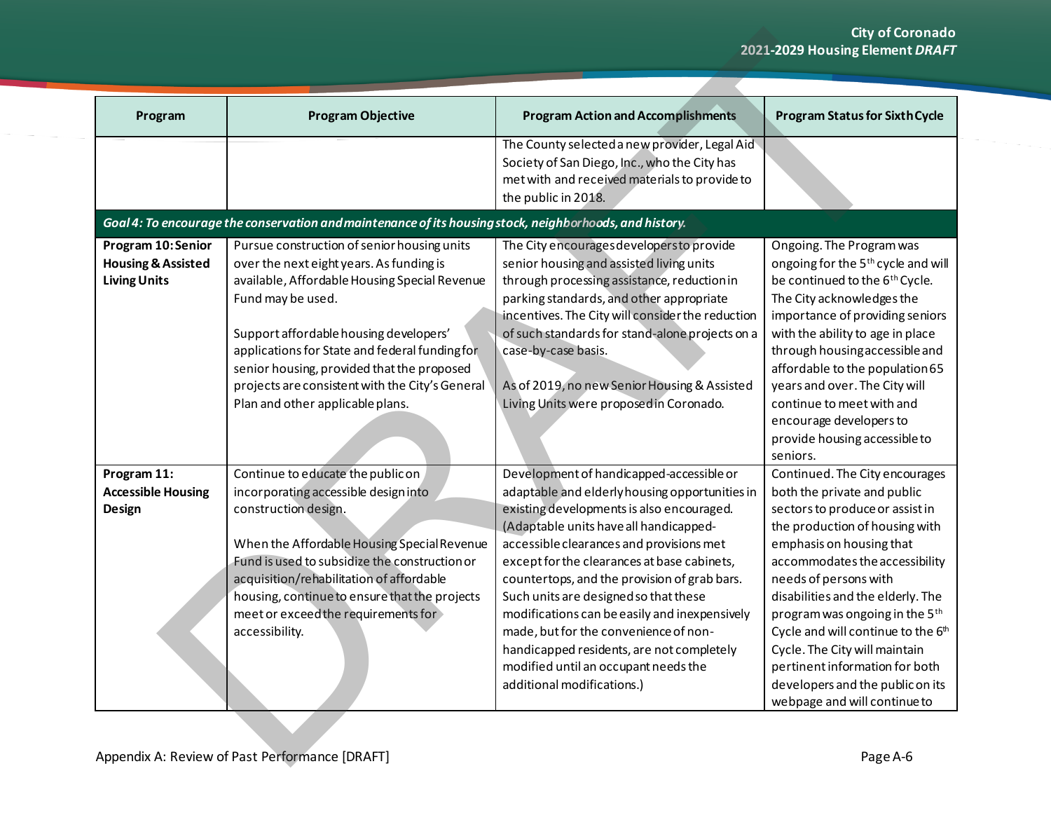| Program | Program Objective | Program Action and Accomplishments | Program Status for Sixth Cycle |
|---|---|---|---|
| | | The County selected a new provider, Legal Aid Society of San Diego, Inc., who the City has met with and received materials to provide to the public in 2018. | |
| ***Goal 4: To encourage the conservation and maintenance of its housing stock, neighborhoods, and history.*** | | | |
| **Program 10: Senior Housing & Assisted Living Units** | Pursue construction of senior housing units over the next eight years. As funding is available, Affordable Housing Special Revenue Fund may be used.<br><br>Support affordable housing developers' applications for State and federal funding for senior housing, provided that the proposed projects are consistent with the City's General Plan and other applicable plans. | The City encourages developers to provide senior housing and assisted living units through processing assistance, reduction in parking standards, and other appropriate incentives. The City will consider the reduction of such standards for stand-alone projects on a case-by-case basis.<br><br>As of 2019, no new Senior Housing & Assisted Living Units were proposed in Coronado. | Ongoing. The Program was ongoing for the 5th cycle and will be continued to the 6th Cycle. The City acknowledges the importance of providing seniors with the ability to age in place through housing accessible and affordable to the population 65 years and over. The City will continue to meet with and encourage developers to provide housing accessible to seniors. |
| **Program 11: Accessible Housing Design** | Continue to educate the public on incorporating accessible design into construction design.<br><br>When the Affordable Housing Special Revenue Fund is used to subsidize the construction or acquisition/rehabilitation of affordable housing, continue to ensure that the projects meet or exceed the requirements for accessibility. | Development of handicapped-accessible or adaptable and elderly housing opportunities in existing developments is also encouraged. (Adaptable units have all handicapped-accessible clearances and provisions met except for the clearances at base cabinets, countertops, and the provision of grab bars. Such units are designed so that these modifications can be easily and inexpensively made, but for the convenience of non-handicapped residents, are not completely modified until an occupant needs the additional modifications.) | Continued. The City encourages both the private and public sectors to produce or assist in the production of housing with emphasis on housing that accommodates the accessibility needs of persons with disabilities and the elderly. The program was ongoing in the 5th Cycle and will continue to the 6th Cycle. The City will maintain pertinent information for both developers and the public on its webpage and will continue to |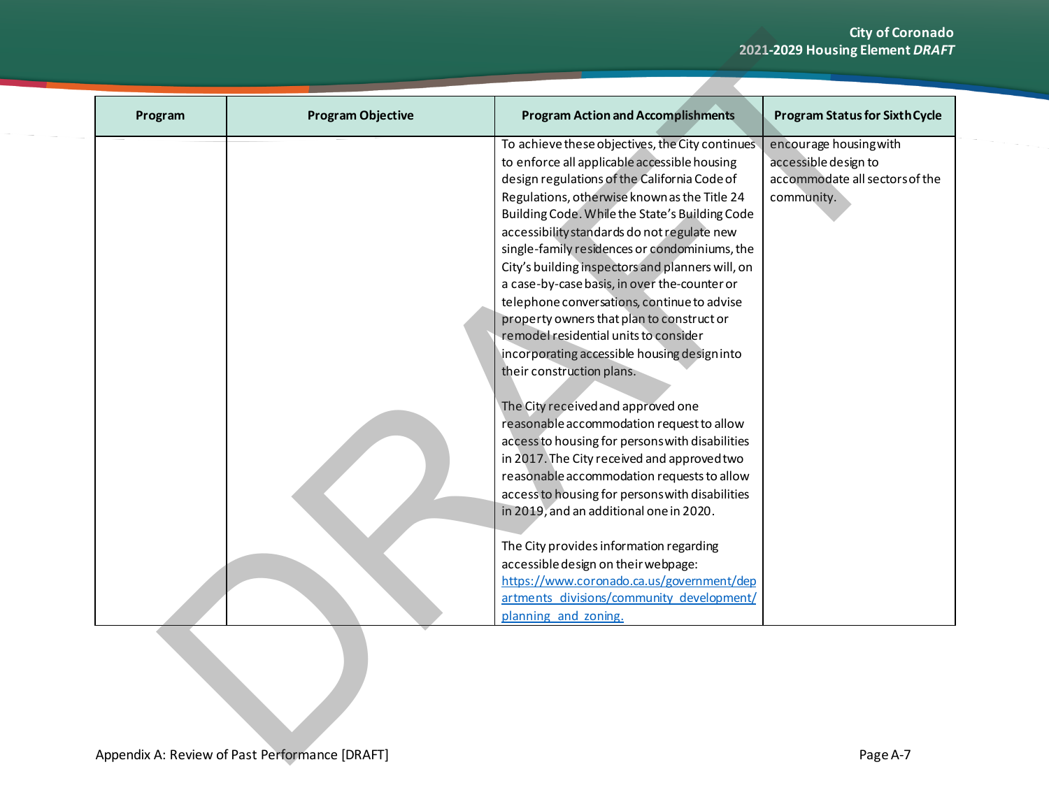| Program | Program Objective | Program Action and Accomplishments | Program Status for Sixth Cycle |
|---|---|---|---|
| | | To achieve these objectives, the City continues to enforce all applicable accessible housing design regulations of the California Code of Regulations, otherwise known as the Title 24 Building Code. While the State's Building Code accessibility standards do not regulate new single-family residences or condominiums, the City's building inspectors and planners will, on a case-by-case basis, in over the-counter or telephone conversations, continue to advise property owners that plan to construct or remodel residential units to consider incorporating accessible housing design into their construction plans.<br><br>The City received and approved one reasonable accommodation request to allow access to housing for persons with disabilities in 2017. The City received and approved two reasonable accommodation requests to allow access to housing for persons with disabilities in 2019, and an additional one in 2020.<br><br>The City provides information regarding accessible design on their webpage: https://www.coronado.ca.us/government/departments_divisions/community_development/planning_and_zoning. | encourage housing with accessible design to accommodate all sectors of the community. |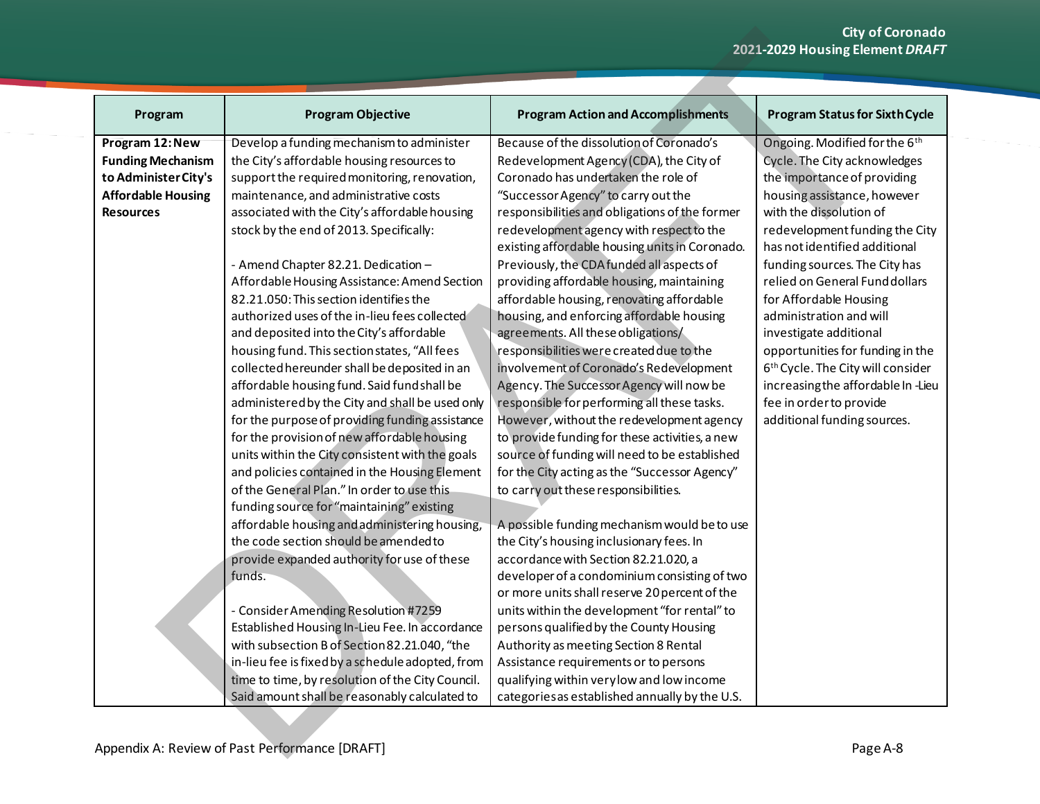| Program | Program Objective | Program Action and Accomplishments | Program Status for Sixth Cycle |
|---|---|---|---|
| **Program 12: New Funding Mechanism to Administer City's Affordable Housing Resources** | Develop a funding mechanism to administer the City's affordable housing resources to support the required monitoring, renovation, maintenance, and administrative costs associated with the City's affordable housing stock by the end of 2013. Specifically:<br><br>- Amend Chapter 82.21. Dedication – Affordable Housing Assistance: Amend Section 82.21.050: This section identifies the authorized uses of the in-lieu fees collected and deposited into the City's affordable housing fund. This section states, "All fees collected hereunder shall be deposited in an affordable housing fund. Said fund shall be administered by the City and shall be used only for the purpose of providing funding assistance for the provision of new affordable housing units within the City consistent with the goals and policies contained in the Housing Element of the General Plan." In order to use this funding source for "maintaining" existing affordable housing and administering housing, the code section should be amended to provide expanded authority for use of these funds.<br><br>- Consider Amending Resolution #7259 Established Housing In-Lieu Fee. In accordance with subsection B of Section 82.21.040, "the in-lieu fee is fixed by a schedule adopted, from time to time, by resolution of the City Council. Said amount shall be reasonably calculated to | Because of the dissolution of Coronado's Redevelopment Agency (CDA), the City of Coronado has undertaken the role of "Successor Agency" to carry out the responsibilities and obligations of the former redevelopment agency with respect to the existing affordable housing units in Coronado. Previously, the CDA funded all aspects of providing affordable housing, maintaining affordable housing, renovating affordable housing, and enforcing affordable housing agreements. All these obligations/ responsibilities were created due to the involvement of Coronado's Redevelopment Agency. The Successor Agency will now be responsible for performing all these tasks. However, without the redevelopment agency to provide funding for these activities, a new source of funding will need to be established for the City acting as the "Successor Agency" to carry out these responsibilities.<br><br>A possible funding mechanism would be to use the City's housing inclusionary fees. In accordance with Section 82.21.020, a developer of a condominium consisting of two or more units shall reserve 20 percent of the units within the development "for rental" to persons qualified by the County Housing Authority as meeting Section 8 Rental Assistance requirements or to persons qualifying within very low and low income categories as established annually by the U.S. | Ongoing. Modified for the 6th Cycle. The City acknowledges the importance of providing housing assistance, however with the dissolution of redevelopment funding the City has not identified additional funding sources. The City has relied on General Fund dollars for Affordable Housing administration and will investigate additional opportunities for funding in the 6th Cycle. The City will consider increasing the affordable In-Lieu fee in order to provide additional funding sources. |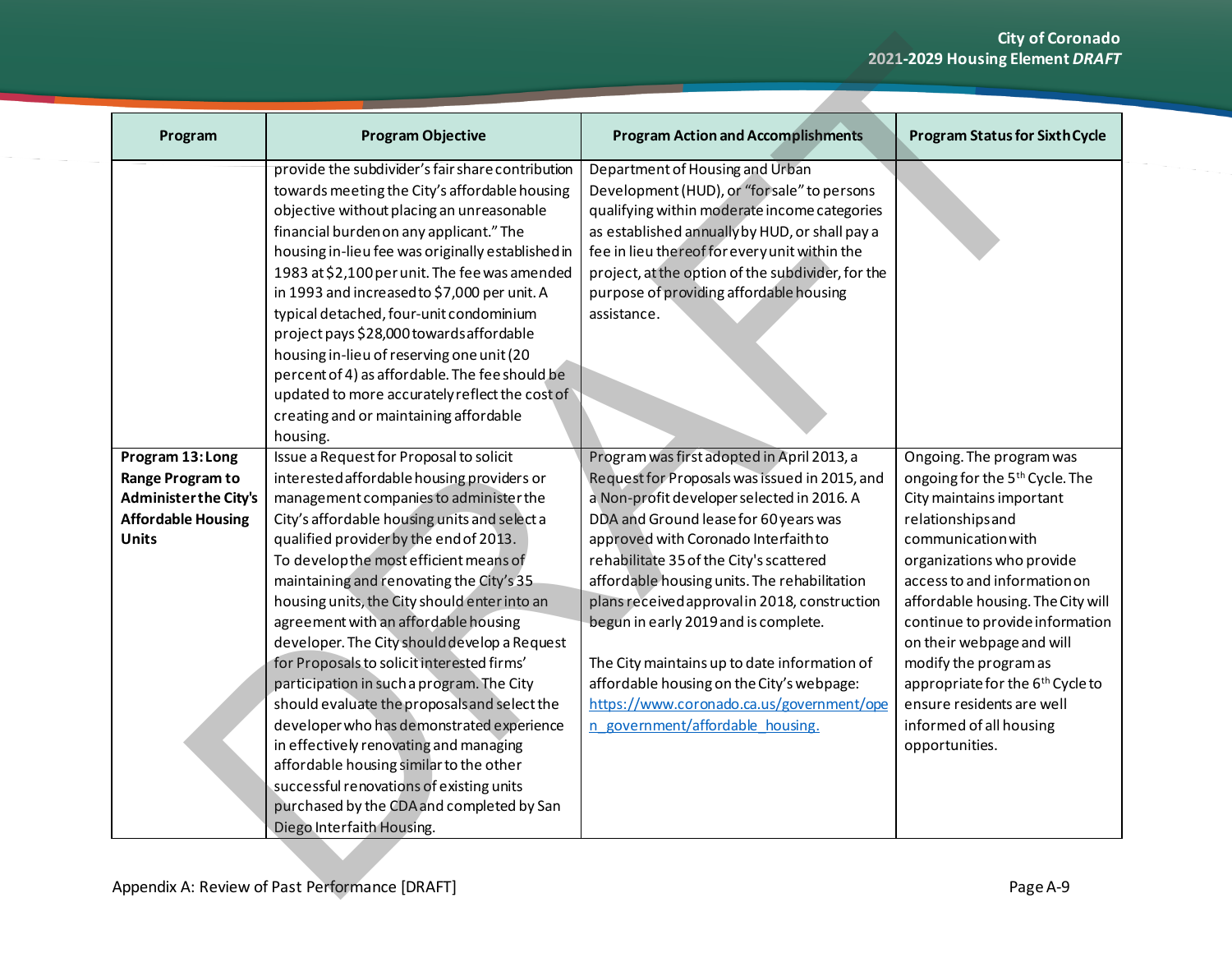| Program | Program Objective | Program Action and Accomplishments | Program Status for Sixth Cycle |
|---|---|---|---|
| | provide the subdivider's fair share contribution towards meeting the City's affordable housing objective without placing an unreasonable financial burden on any applicant." The housing in-lieu fee was originally established in 1983 at $2,100 per unit. The fee was amended in 1993 and increased to $7,000 per unit. A typical detached, four-unit condominium project pays $28,000 towards affordable housing in-lieu of reserving one unit (20 percent of 4) as affordable. The fee should be updated to more accurately reflect the cost of creating and or maintaining affordable housing. | Department of Housing and Urban Development (HUD), or "for sale" to persons qualifying within moderate income categories as established annually by HUD, or shall pay a fee in lieu thereof for every unit within the project, at the option of the subdivider, for the purpose of providing affordable housing assistance. | |
| **Program 13: Long Range Program to Administer the City's Affordable Housing Units** | Issue a Request for Proposal to solicit interested affordable housing providers or management companies to administer the City's affordable housing units and select a qualified provider by the end of 2013. To develop the most efficient means of maintaining and renovating the City's 35 housing units, the City should enter into an agreement with an affordable housing developer. The City should develop a Request for Proposals to solicit interested firms' participation in such a program. The City should evaluate the proposals and select the developer who has demonstrated experience in effectively renovating and managing affordable housing similar to the other successful renovations of existing units purchased by the CDA and completed by San Diego Interfaith Housing. | Program was first adopted in April 2013, a Request for Proposals was issued in 2015, and a Non-profit developer selected in 2016. A DDA and Ground lease for 60 years was approved with Coronado Interfaith to rehabilitate 35 of the City's scattered affordable housing units. The rehabilitation plans received approval in 2018, construction begun in early 2019 and is complete.<br><br>The City maintains up to date information of affordable housing on the City's webpage: https://www.coronado.ca.us/government/open_government/affordable_housing. | Ongoing. The program was ongoing for the 5th Cycle. The City maintains important relationships and communication with organizations who provide access to and information on affordable housing. The City will continue to provide information on their webpage and will modify the program as appropriate for the 6th Cycle to ensure residents are well informed of all housing opportunities. |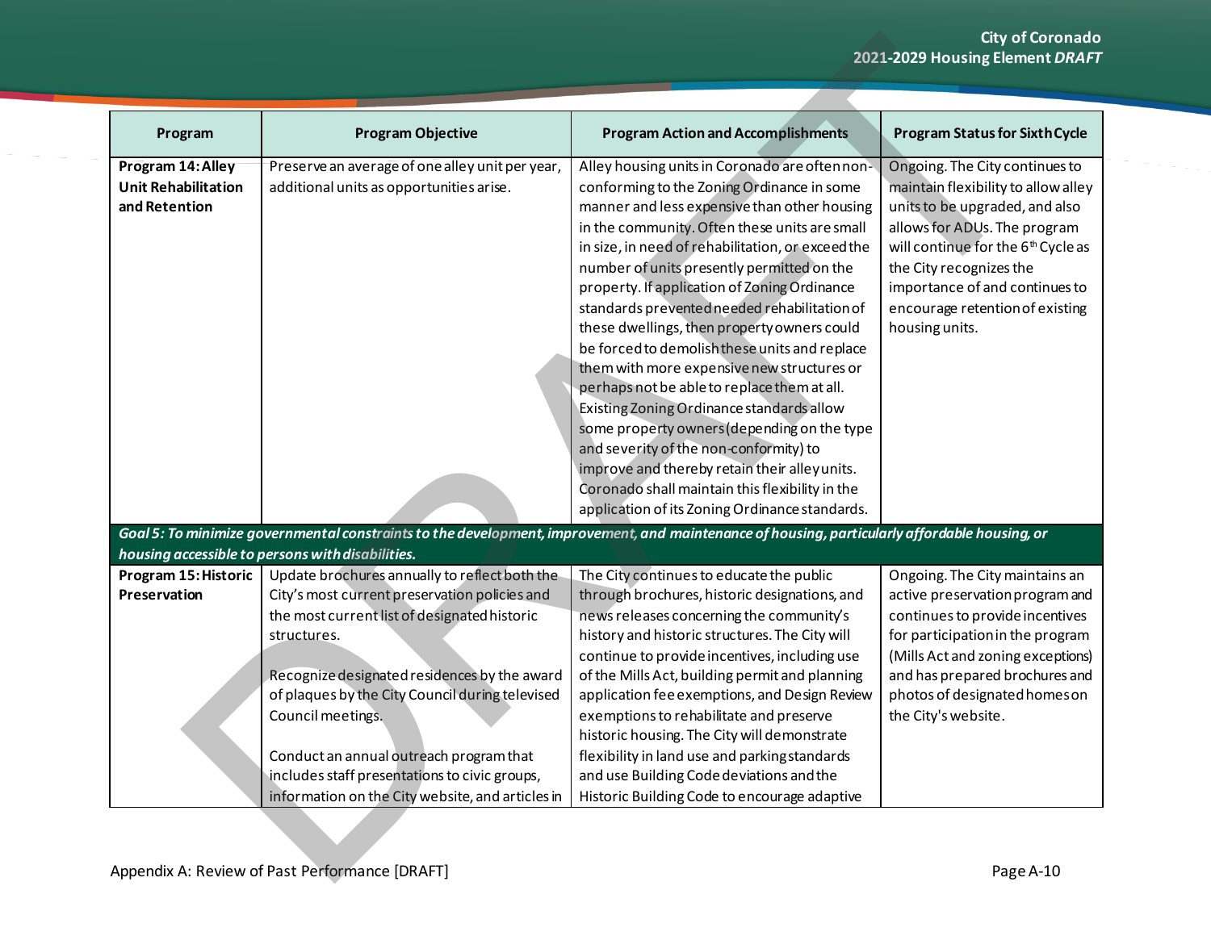| Program | Program Objective | Program Action and Accomplishments | Program Status for Sixth Cycle |
|---|---|---|---|
| **Program 14: Alley Unit Rehabilitation and Retention** | Preserve an average of one alley unit per year, additional units as opportunities arise. | Alley housing units in Coronado are often non-conforming to the Zoning Ordinance in some manner and less expensive than other housing in the community. Often these units are small in size, in need of rehabilitation, or exceed the number of units presently permitted on the property. If application of Zoning Ordinance standards prevented needed rehabilitation of these dwellings, then property owners could be forced to demolish these units and replace them with more expensive new structures or perhaps not be able to replace them at all. Existing Zoning Ordinance standards allow some property owners (depending on the type and severity of the non-conformity) to improve and thereby retain their alley units. Coronado shall maintain this flexibility in the application of its Zoning Ordinance standards. | Ongoing. The City continues to maintain flexibility to allow alley units to be upgraded, and also allows for ADUs. The program will continue for the 6th Cycle as the City recognizes the importance of and continues to encourage retention of existing housing units. |
| ***Goal 5: To minimize governmental constraints to the development, improvement, and maintenance of housing, particularly affordable housing, or housing accessible to persons with disabilities.*** | | | |
| **Program 15: Historic Preservation** | Update brochures annually to reflect both the City's most current preservation policies and the most current list of designated historic structures.<br><br>Recognize designated residences by the award of plaques by the City Council during televised Council meetings.<br><br>Conduct an annual outreach program that includes staff presentations to civic groups, information on the City website, and articles in | The City continues to educate the public through brochures, historic designations, and news releases concerning the community's history and historic structures. The City will continue to provide incentives, including use of the Mills Act, building permit and planning application fee exemptions, and Design Review exemptions to rehabilitate and preserve historic housing. The City will demonstrate flexibility in land use and parking standards and use Building Code deviations and the Historic Building Code to encourage adaptive | Ongoing. The City maintains an active preservation program and continues to provide incentives for participation in the program (Mills Act and zoning exceptions) and has prepared brochures and photos of designated homes on the City's website. |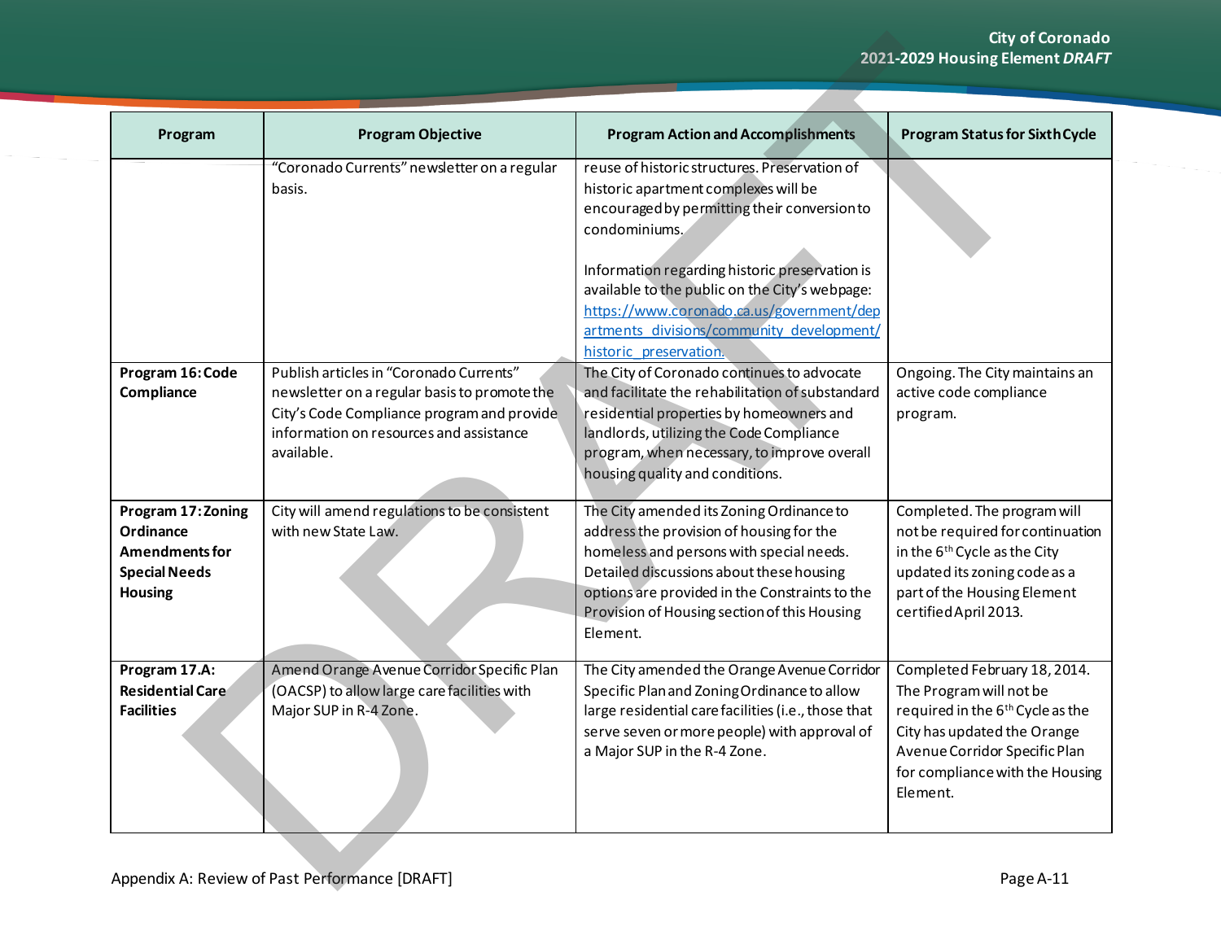| Program | Program Objective | Program Action and Accomplishments | Program Status for Sixth Cycle |
|---|---|---|---|
| | "Coronado Currents" newsletter on a regular basis. | reuse of historic structures. Preservation of historic apartment complexes will be encouraged by permitting their conversion to condominiums.<br><br>Information regarding historic preservation is available to the public on the City's webpage: https://www.coronado.ca.us/government/departments_divisions/community_development/historic_preservation. | |
| **Program 16: Code Compliance** | Publish articles in "Coronado Currents" newsletter on a regular basis to promote the City's Code Compliance program and provide information on resources and assistance available. | The City of Coronado continues to advocate and facilitate the rehabilitation of substandard residential properties by homeowners and landlords, utilizing the Code Compliance program, when necessary, to improve overall housing quality and conditions. | Ongoing. The City maintains an active code compliance program. |
| **Program 17: Zoning Ordinance Amendments for Special Needs Housing** | City will amend regulations to be consistent with new State Law. | The City amended its Zoning Ordinance to address the provision of housing for the homeless and persons with special needs. Detailed discussions about these housing options are provided in the Constraints to the Provision of Housing section of this Housing Element. | Completed. The program will not be required for continuation in the 6th Cycle as the City updated its zoning code as a part of the Housing Element certified April 2013. |
| **Program 17.A: Residential Care Facilities** | Amend Orange Avenue Corridor Specific Plan (OACSP) to allow large care facilities with Major SUP in R-4 Zone. | The City amended the Orange Avenue Corridor Specific Plan and Zoning Ordinance to allow large residential care facilities (i.e., those that serve seven or more people) with approval of a Major SUP in the R-4 Zone. | Completed February 18, 2014. The Program will not be required in the 6th Cycle as the City has updated the Orange Avenue Corridor Specific Plan for compliance with the Housing Element. |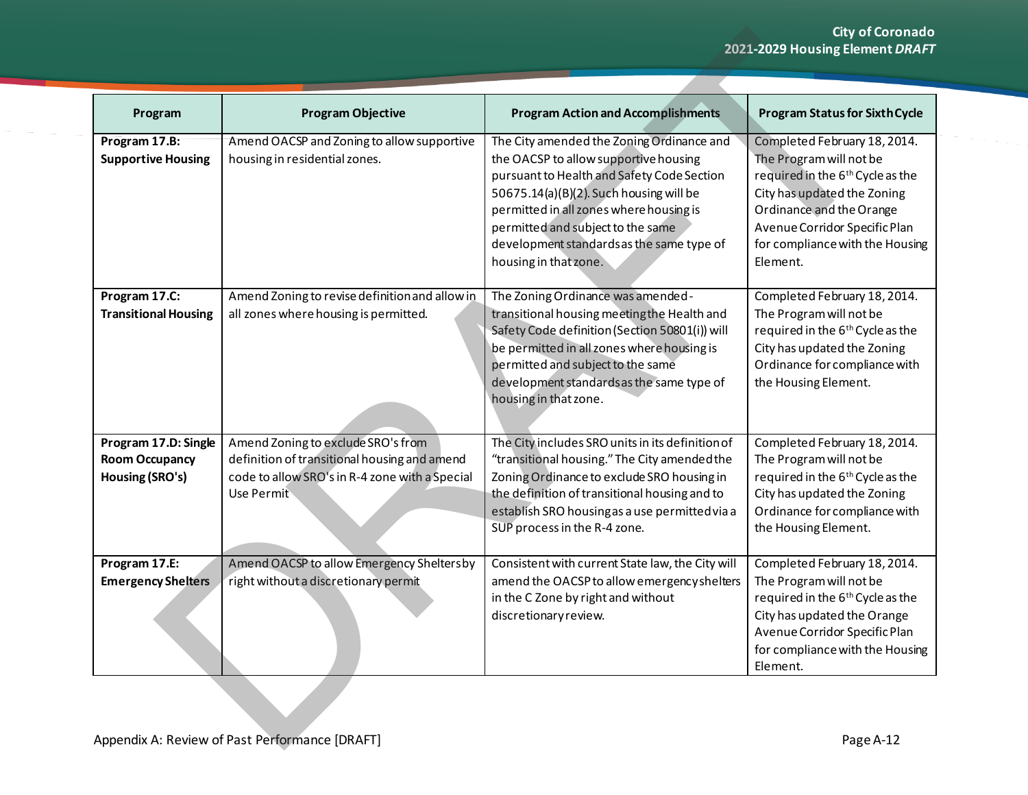| Program | Program Objective | Program Action and Accomplishments | Program Status for Sixth Cycle |
|---|---|---|---|
| **Program 17.B: Supportive Housing** | Amend OACSP and Zoning to allow supportive housing in residential zones. | The City amended the Zoning Ordinance and the OACSP to allow supportive housing pursuant to Health and Safety Code Section 50675.14(a)(B)(2). Such housing will be permitted in all zones where housing is permitted and subject to the same development standards as the same type of housing in that zone. | Completed February 18, 2014. The Program will not be required in the 6th Cycle as the City has updated the Zoning Ordinance and the Orange Avenue Corridor Specific Plan for compliance with the Housing Element. |
| **Program 17.C: Transitional Housing** | Amend Zoning to revise definition and allow in all zones where housing is permitted. | The Zoning Ordinance was amended - transitional housing meeting the Health and Safety Code definition (Section 50801(i)) will be permitted in all zones where housing is permitted and subject to the same development standards as the same type of housing in that zone. | Completed February 18, 2014. The Program will not be required in the 6th Cycle as the City has updated the Zoning Ordinance for compliance with the Housing Element. |
| **Program 17.D: Single Room Occupancy Housing (SRO's)** | Amend Zoning to exclude SRO's from definition of transitional housing and amend code to allow SRO's in R-4 zone with a Special Use Permit | The City includes SRO units in its definition of "transitional housing." The City amended the Zoning Ordinance to exclude SRO housing in the definition of transitional housing and to establish SRO housing as a use permitted via a SUP process in the R-4 zone. | Completed February 18, 2014. The Program will not be required in the 6th Cycle as the City has updated the Zoning Ordinance for compliance with the Housing Element. |
| **Program 17.E: Emergency Shelters** | Amend OACSP to allow Emergency Shelters by right without a discretionary permit | Consistent with current State law, the City will amend the OACSP to allow emergency shelters in the C Zone by right and without discretionary review. | Completed February 18, 2014. The Program will not be required in the 6th Cycle as the City has updated the Orange Avenue Corridor Specific Plan for compliance with the Housing Element. |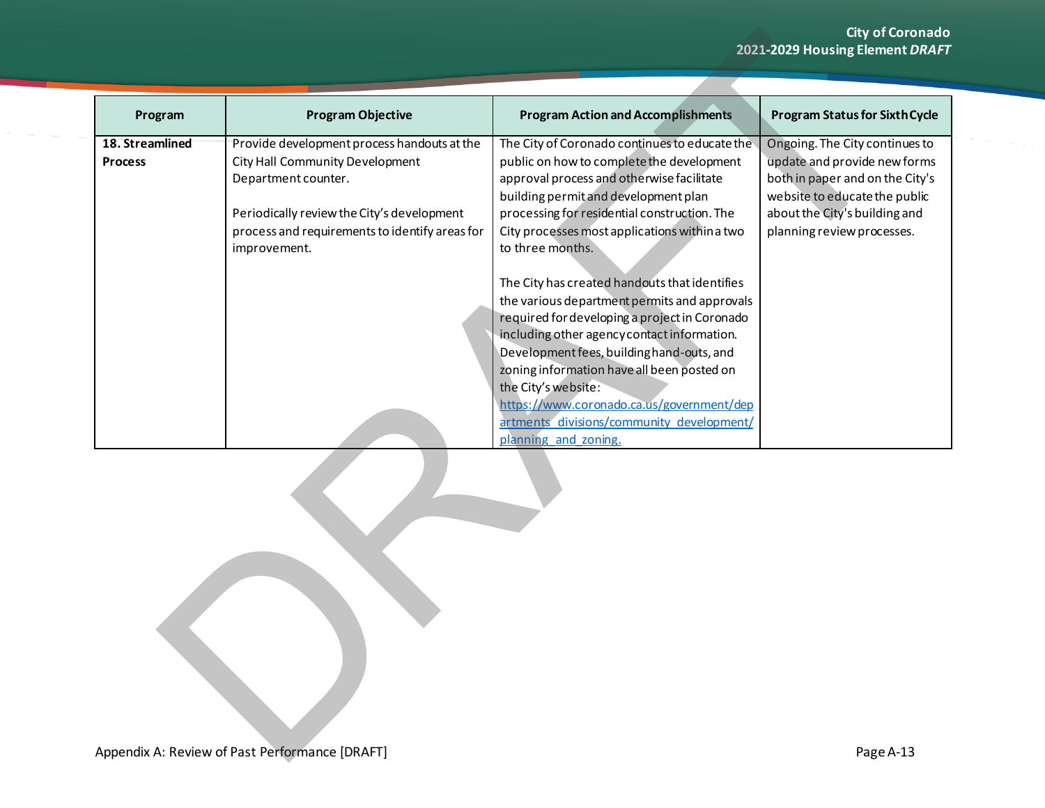| Program | Program Objective | Program Action and Accomplishments | Program Status for Sixth Cycle |
|---|---|---|---|
| **18. Streamlined Process** | Provide development process handouts at the City Hall Community Development Department counter.<br><br>Periodically review the City's development process and requirements to identify areas for improvement. | The City of Coronado continues to educate the public on how to complete the development approval process and otherwise facilitate building permit and development plan processing for residential construction. The City processes most applications within a two to three months.<br><br>The City has created handouts that identifies the various department permits and approvals required for developing a project in Coronado including other agency contact information. Development fees, building hand-outs, and zoning information have all been posted on the City's website: https://www.coronado.ca.us/government/departments_divisions/community_development/planning_and_zoning. | Ongoing. The City continues to update and provide new forms both in paper and on the City's website to educate the public about the City's building and planning review processes. |